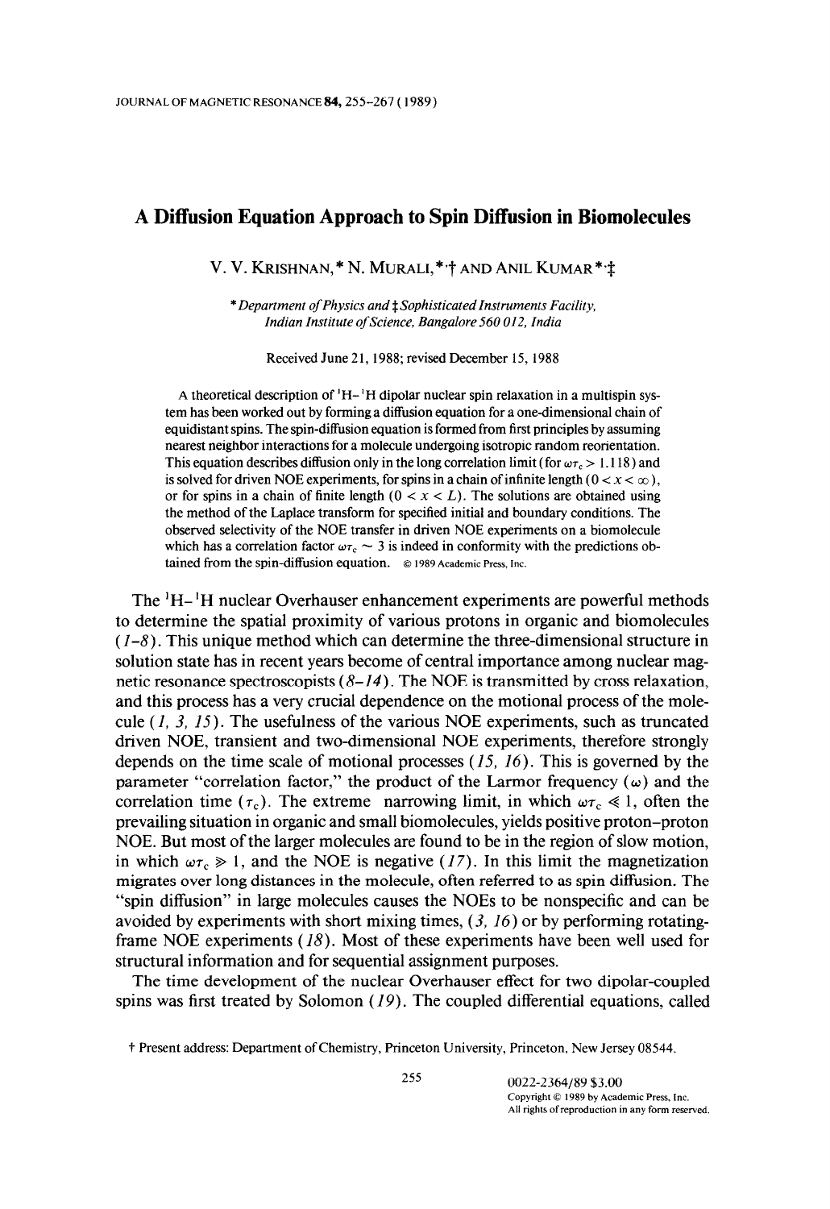# A Diffusion Equation Approach to Spin Diffusion in Biomolecules

V. V. KRISHNAN,* N. MURALI,*,† AND ANIL KUMAR*,‡

*Department of Physics and ‡Sophisticated Instruments Facility, Indian Institute of Science, Bangalore 560 012, India

Received June 21, 1988; revised December 15, 1988

A theoretical description of $^1$H–$^1$H dipolar nuclear spin relaxation in a multispin system has been worked out by forming a diffusion equation for a one-dimensional chain of equidistant spins. The spin-diffusion equation is formed from first principles by assuming nearest neighbor interactions for a molecule undergoing isotropic random reorientation. This equation describes diffusion only in the long correlation limit (for $\omega\tau_c > 1.118$) and is solved for driven NOE experiments, for spins in a chain of infinite length ($0 < x < \infty$), or for spins in a chain of finite length ($0 < x < L$). The solutions are obtained using the method of the Laplace transform for specified initial and boundary conditions. The observed selectivity of the NOE transfer in driven NOE experiments on a biomolecule which has a correlation factor $\omega\tau_c \sim 3$ is indeed in conformity with the predictions obtained from the spin-diffusion equation. © 1989 Academic Press, Inc.

The $^1$H–$^1$H nuclear Overhauser enhancement experiments are powerful methods to determine the spatial proximity of various protons in organic and biomolecules (*1–8*). This unique method which can determine the three-dimensional structure in solution state has in recent years become of central importance among nuclear magnetic resonance spectroscopists (*8–14*). The NOE is transmitted by cross relaxation, and this process has a very crucial dependence on the motional process of the molecule (*1, 3, 15*). The usefulness of the various NOE experiments, such as truncated driven NOE, transient and two-dimensional NOE experiments, therefore strongly depends on the time scale of motional processes (*15, 16*). This is governed by the parameter "correlation factor," the product of the Larmor frequency ($\omega$) and the correlation time ($\tau_c$). The extreme narrowing limit, in which $\omega\tau_c \ll 1$, often the prevailing situation in organic and small biomolecules, yields positive proton–proton NOE. But most of the larger molecules are found to be in the region of slow motion, in which $\omega\tau_c \gg 1$, and the NOE is negative (*17*). In this limit the magnetization migrates over long distances in the molecule, often referred to as spin diffusion. The "spin diffusion" in large molecules causes the NOEs to be nonspecific and can be avoided by experiments with short mixing times, (*3, 16*) or by performing rotating-frame NOE experiments (*18*). Most of these experiments have been well used for structural information and for sequential assignment purposes.

The time development of the nuclear Overhauser effect for two dipolar-coupled spins was first treated by Solomon (*19*). The coupled differential equations, called

† Present address: Department of Chemistry, Princeton University, Princeton, New Jersey 08544.

0022-2364/89 $3.00
Copyright © 1989 by Academic Press, Inc.
All rights of reproduction in any form reserved.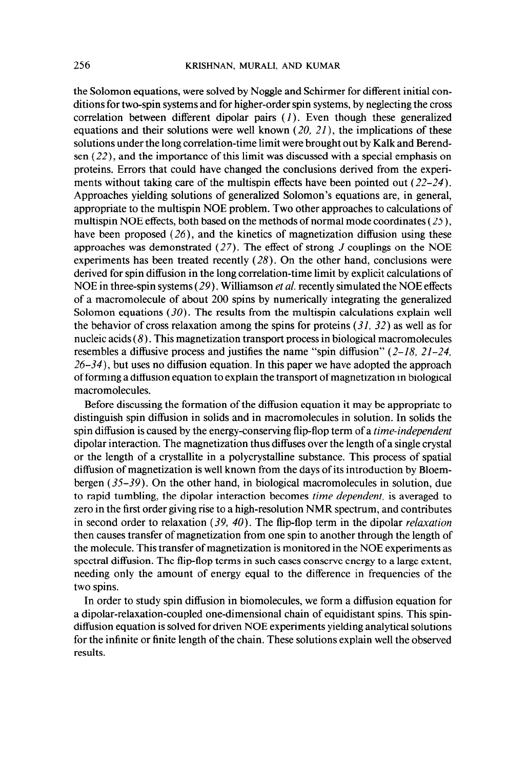the Solomon equations, were solved by Noggle and Schirmer for different initial conditions for two-spin systems and for higher-order spin systems, by neglecting the cross correlation between different dipolar pairs (1). Even though these generalized equations and their solutions were well known (20, 21), the implications of these solutions under the long correlation-time limit were brought out by Kalk and Berendsen (22), and the importance of this limit was discussed with a special emphasis on proteins. Errors that could have changed the conclusions derived from the experiments without taking care of the multispin effects have been pointed out (22–24). Approaches yielding solutions of generalized Solomon's equations are, in general, appropriate to the multispin NOE problem. Two other approaches to calculations of multispin NOE effects, both based on the methods of normal mode coordinates (25), have been proposed (26), and the kinetics of magnetization diffusion using these approaches was demonstrated (27). The effect of strong $J$ couplings on the NOE experiments has been treated recently (28). On the other hand, conclusions were derived for spin diffusion in the long correlation-time limit by explicit calculations of NOE in three-spin systems (29). Williamson *et al.* recently simulated the NOE effects of a macromolecule of about 200 spins by numerically integrating the generalized Solomon equations (30). The results from the multispin calculations explain well the behavior of cross relaxation among the spins for proteins (31, 32) as well as for nucleic acids (8). This magnetization transport process in biological macromolecules resembles a diffusive process and justifies the name "spin diffusion" (2–18, 21–24, 26–34), but uses no diffusion equation. In this paper we have adopted the approach of forming a diffusion equation to explain the transport of magnetization in biological macromolecules.

Before discussing the formation of the diffusion equation it may be appropriate to distinguish spin diffusion in solids and in macromolecules in solution. In solids the spin diffusion is caused by the energy-conserving flip-flop term of a *time-independent* dipolar interaction. The magnetization thus diffuses over the length of a single crystal or the length of a crystallite in a polycrystalline substance. This process of spatial diffusion of magnetization is well known from the days of its introduction by Bloembergen (35–39). On the other hand, in biological macromolecules in solution, due to rapid tumbling, the dipolar interaction becomes *time dependent*, is averaged to zero in the first order giving rise to a high-resolution NMR spectrum, and contributes in second order to relaxation (39, 40). The flip-flop term in the dipolar *relaxation* then causes transfer of magnetization from one spin to another through the length of the molecule. This transfer of magnetization is monitored in the NOE experiments as spectral diffusion. The flip-flop terms in such cases conserve energy to a large extent, needing only the amount of energy equal to the difference in frequencies of the two spins.

In order to study spin diffusion in biomolecules, we form a diffusion equation for a dipolar-relaxation-coupled one-dimensional chain of equidistant spins. This spin-diffusion equation is solved for driven NOE experiments yielding analytical solutions for the infinite or finite length of the chain. These solutions explain well the observed results.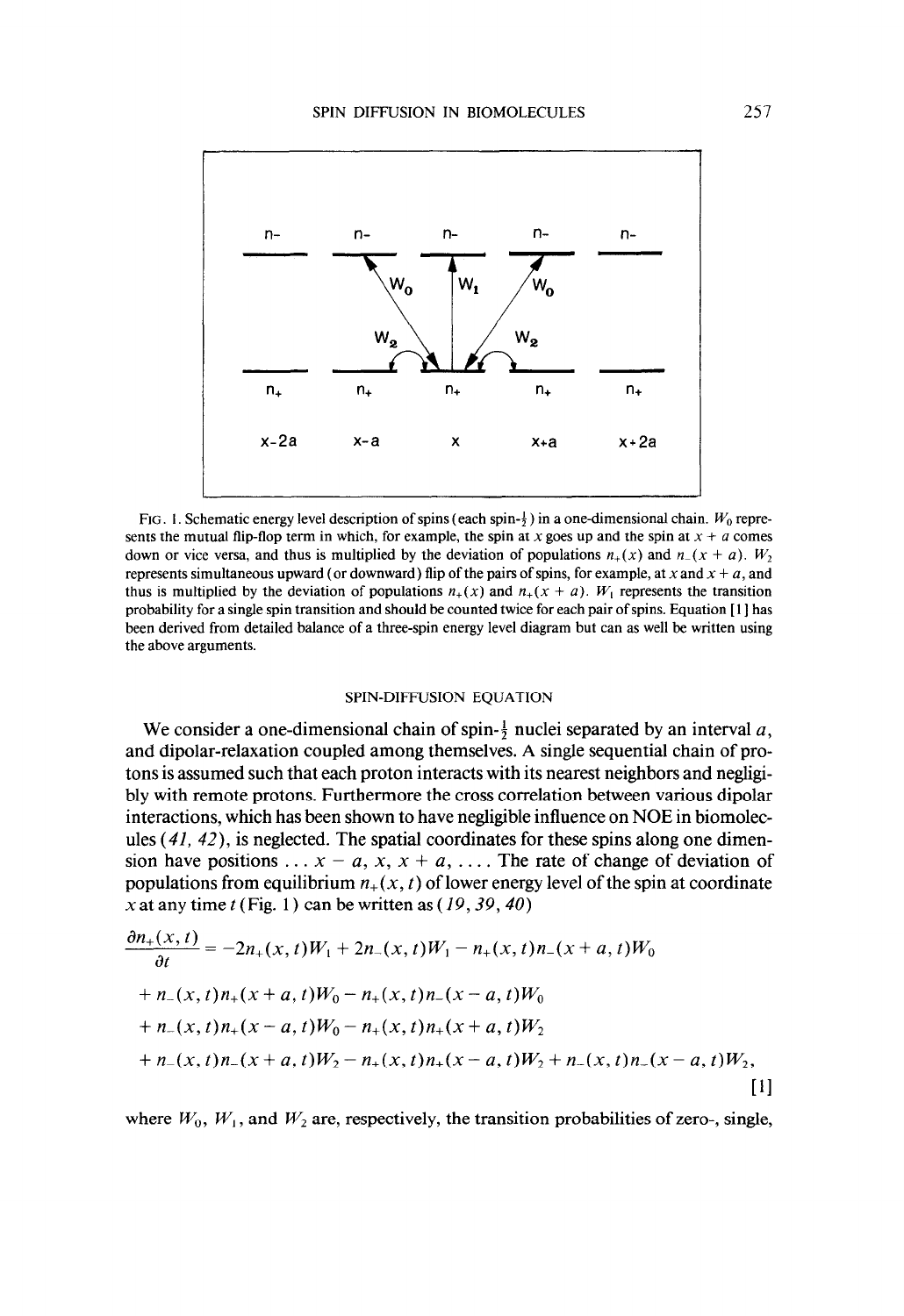FIG. 1. Schematic energy level description of spins (each spin-$\frac{1}{2}$) in a one-dimensional chain. $W_0$ represents the mutual flip-flop term in which, for example, the spin at $x$ goes up and the spin at $x + a$ comes down or vice versa, and thus is multiplied by the deviation of populations $n_+(x)$ and $n_-(x + a)$. $W_2$ represents simultaneous upward (or downward) flip of the pairs of spins, for example, at $x$ and $x + a$, and thus is multiplied by the deviation of populations $n_+(x)$ and $n_+(x + a)$. $W_1$ represents the transition probability for a single spin transition and should be counted twice for each pair of spins. Equation [1] has been derived from detailed balance of a three-spin energy level diagram but can as well be written using the above arguments.

## SPIN-DIFFUSION EQUATION

We consider a one-dimensional chain of spin-$\frac{1}{2}$ nuclei separated by an interval $a$, and dipolar-relaxation coupled among themselves. A single sequential chain of protons is assumed such that each proton interacts with its nearest neighbors and negligibly with remote protons. Furthermore the cross correlation between various dipolar interactions, which has been shown to have negligible influence on NOE in biomolecules (*41, 42*), is neglected. The spatial coordinates for these spins along one dimension have positions $\ldots x - a, x, x + a, \ldots$. The rate of change of deviation of populations from equilibrium $n_+(x, t)$ of lower energy level of the spin at coordinate $x$ at any time $t$ (Fig. 1) can be written as (*19, 39, 40*)

$$
\begin{aligned}
\frac{\partial n_+(x,t)}{\partial t} &= -2n_+(x,t)W_1 + 2n_-(x,t)W_1 - n_+(x,t)n_-(x+a,t)W_0 \\
&+ n_-(x,t)n_+(x+a,t)W_0 - n_+(x,t)n_-(x-a,t)W_0 \\
&+ n_-(x,t)n_+(x-a,t)W_0 - n_+(x,t)n_+(x+a,t)W_2 \\
&+ n_-(x,t)n_-(x+a,t)W_2 - n_+(x,t)n_+(x-a,t)W_2 + n_-(x,t)n_-(x-a,t)W_2,
\end{aligned} \quad [1]
$$

where $W_0$, $W_1$, and $W_2$ are, respectively, the transition probabilities of zero-, single,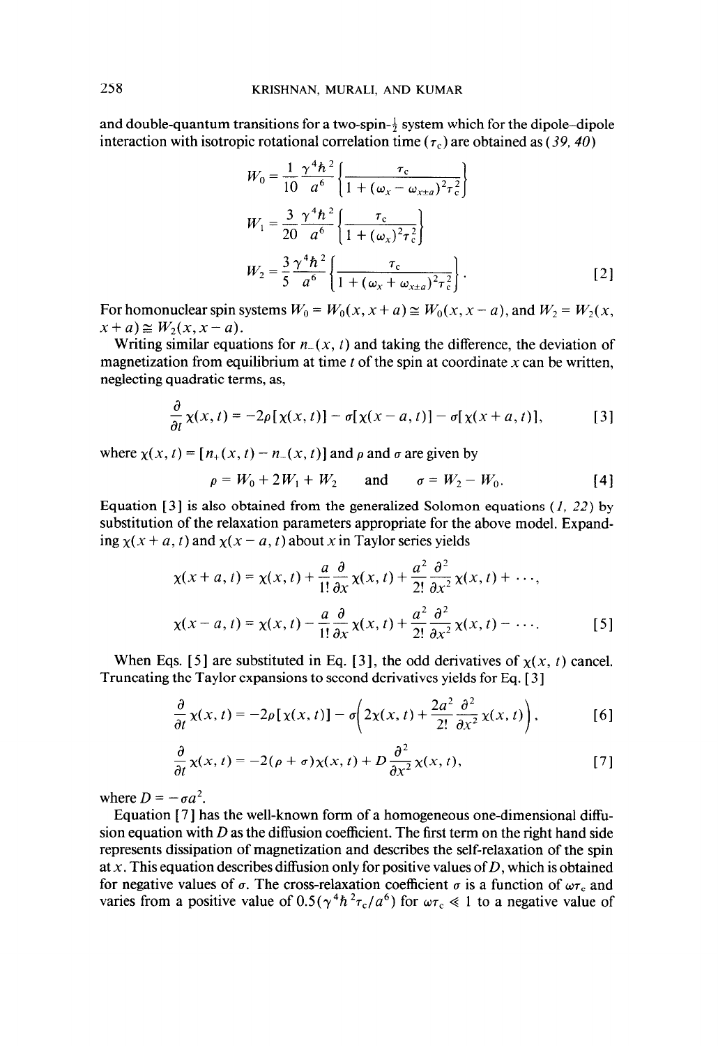and double-quantum transitions for a two-spin-$\frac{1}{2}$ system which for the dipole–dipole interaction with isotropic rotational correlation time ($\tau_c$) are obtained as (39, 40)

$$W_0 = \frac{1}{10}\frac{\gamma^4\hbar^2}{a^6}\left\{\frac{\tau_c}{1+(\omega_x-\omega_{x\pm a})^2\tau_c^2}\right\}$$

$$W_1 = \frac{3}{20}\frac{\gamma^4\hbar^2}{a^6}\left\{\frac{\tau_c}{1+(\omega_x)^2\tau_c^2}\right\}$$

$$W_2 = \frac{3}{5}\frac{\gamma^4\hbar^2}{a^6}\left\{\frac{\tau_c}{1+(\omega_x+\omega_{x\pm a})^2\tau_c^2}\right\}. \qquad [2]$$

For homonuclear spin systems $W_0 = W_0(x, x+a) \cong W_0(x, x-a)$, and $W_2 = W_2(x, x+a) \cong W_2(x, x-a)$.

Writing similar equations for $n_-(x, t)$ and taking the difference, the deviation of magnetization from equilibrium at time $t$ of the spin at coordinate $x$ can be written, neglecting quadratic terms, as,

$$\frac{\partial}{\partial t}\chi(x,t) = -2\rho[\chi(x,t)] - \sigma[\chi(x-a,t)] - \sigma[\chi(x+a,t)], \qquad [3]$$

where $\chi(x, t) = [n_+(x, t) - n_-(x, t)]$ and $\rho$ and $\sigma$ are given by

$$\rho = W_0 + 2W_1 + W_2 \quad \text{and} \quad \sigma = W_2 - W_0. \qquad [4]$$

Equation [3] is also obtained from the generalized Solomon equations (1, 22) by substitution of the relaxation parameters appropriate for the above model. Expanding $\chi(x+a, t)$ and $\chi(x-a, t)$ about $x$ in Taylor series yields

$$\chi(x+a,t) = \chi(x,t) + \frac{a}{1!}\frac{\partial}{\partial x}\chi(x,t) + \frac{a^2}{2!}\frac{\partial^2}{\partial x^2}\chi(x,t) + \cdots,$$

$$\chi(x-a,t) = \chi(x,t) - \frac{a}{1!}\frac{\partial}{\partial x}\chi(x,t) + \frac{a^2}{2!}\frac{\partial^2}{\partial x^2}\chi(x,t) - \cdots. \qquad [5]$$

When Eqs. [5] are substituted in Eq. [3], the odd derivatives of $\chi(x, t)$ cancel. Truncating the Taylor expansions to second derivatives yields for Eq. [3]

$$\frac{\partial}{\partial t}\chi(x,t) = -2\rho[\chi(x,t)] - \sigma\left(2\chi(x,t) + \frac{2a^2}{2!}\frac{\partial^2}{\partial x^2}\chi(x,t)\right), \qquad [6]$$

$$\frac{\partial}{\partial t}\chi(x,t) = -2(\rho+\sigma)\chi(x,t) + D\frac{\partial^2}{\partial x^2}\chi(x,t), \qquad [7]$$

where $D = -\sigma a^2$.

Equation [7] has the well-known form of a homogeneous one-dimensional diffusion equation with $D$ as the diffusion coefficient. The first term on the right hand side represents dissipation of magnetization and describes the self-relaxation of the spin at $x$. This equation describes diffusion only for positive values of $D$, which is obtained for negative values of $\sigma$. The cross-relaxation coefficient $\sigma$ is a function of $\omega\tau_c$ and varies from a positive value of $0.5(\gamma^4\hbar^2\tau_c/a^6)$ for $\omega\tau_c \ll 1$ to a negative value of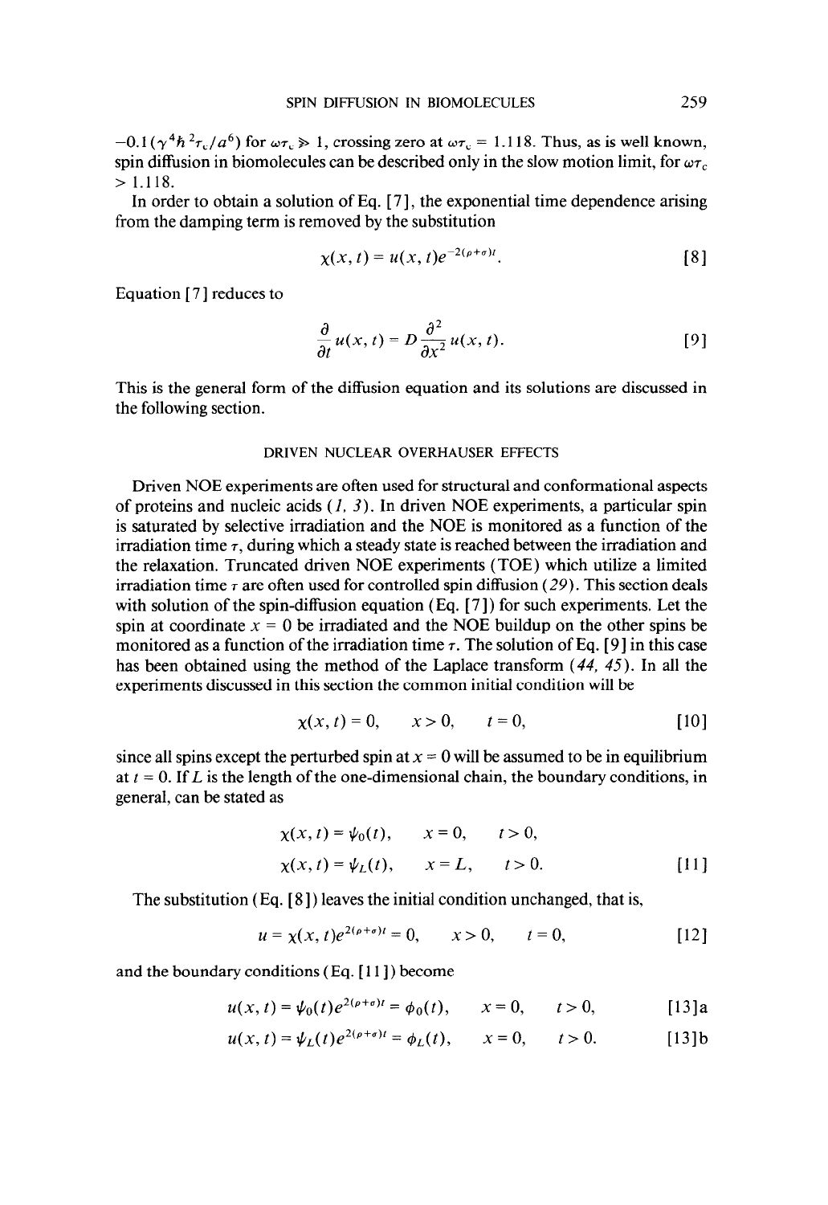$-0.1(\gamma^4\hbar^2\tau_c/a^6)$ for $\omega\tau_c \gg 1$, crossing zero at $\omega\tau_c = 1.118$. Thus, as is well known, spin diffusion in biomolecules can be described only in the slow motion limit, for $\omega\tau_c > 1.118$.

In order to obtain a solution of Eq. [7], the exponential time dependence arising from the damping term is removed by the substitution

$$\chi(x, t) = u(x, t)e^{-2(\rho+\sigma)t}. \qquad [8]$$

Equation [7] reduces to

$$\frac{\partial}{\partial t}u(x, t) = D\frac{\partial^2}{\partial x^2}u(x, t). \qquad [9]$$

This is the general form of the diffusion equation and its solutions are discussed in the following section.

## DRIVEN NUCLEAR OVERHAUSER EFFECTS

Driven NOE experiments are often used for structural and conformational aspects of proteins and nucleic acids (*1, 3*). In driven NOE experiments, a particular spin is saturated by selective irradiation and the NOE is monitored as a function of the irradiation time $\tau$, during which a steady state is reached between the irradiation and the relaxation. Truncated driven NOE experiments (TOE) which utilize a limited irradiation time $\tau$ are often used for controlled spin diffusion (*29*). This section deals with solution of the spin-diffusion equation (Eq. [7]) for such experiments. Let the spin at coordinate $x = 0$ be irradiated and the NOE buildup on the other spins be monitored as a function of the irradiation time $\tau$. The solution of Eq. [9] in this case has been obtained using the method of the Laplace transform (*44, 45*). In all the experiments discussed in this section the common initial condition will be

$$\chi(x, t) = 0, \qquad x > 0, \qquad t = 0, \qquad [10]$$

since all spins except the perturbed spin at $x = 0$ will be assumed to be in equilibrium at $t = 0$. If $L$ is the length of the one-dimensional chain, the boundary conditions, in general, can be stated as

$$\chi(x, t) = \psi_0(t), \qquad x = 0, \qquad t > 0,$$
$$\chi(x, t) = \psi_L(t), \qquad x = L, \qquad t > 0. \qquad [11]$$

The substitution (Eq. [8]) leaves the initial condition unchanged, that is,

$$u = \chi(x, t)e^{2(\rho+\sigma)t} = 0, \qquad x > 0, \qquad t = 0, \qquad [12]$$

and the boundary conditions (Eq. [11]) become

$$u(x, t) = \psi_0(t)e^{2(\rho+\sigma)t} = \phi_0(t), \qquad x = 0, \qquad t > 0, \qquad [13]\text{a}$$

$$u(x, t) = \psi_L(t)e^{2(\rho+\sigma)t} = \phi_L(t), \qquad x = 0, \qquad t > 0. \qquad [13]\text{b}$$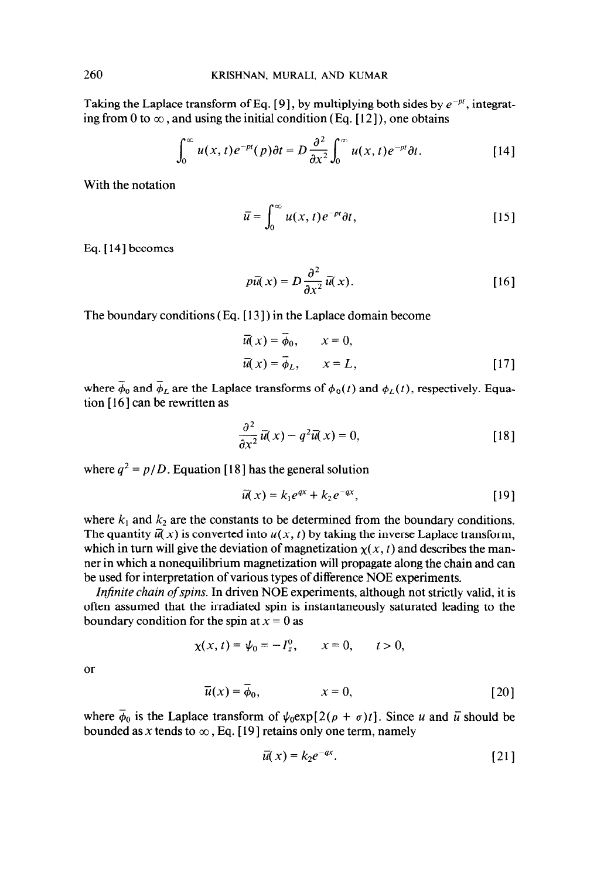Taking the Laplace transform of Eq. [9], by multiplying both sides by $e^{-pt}$, integrating from 0 to $\infty$, and using the initial condition (Eq. [12]), one obtains

$$\int_0^\infty u(x,t)e^{-pt}(p)\partial t = D\frac{\partial^2}{\partial x^2}\int_0^\infty u(x,t)e^{-pt}\partial t. \qquad [14]$$

With the notation

$$\bar{u} = \int_0^\infty u(x,t)e^{-pt}\partial t, \qquad [15]$$

Eq. [14] becomes

$$p\bar{u}(x) = D\frac{\partial^2}{\partial x^2}\bar{u}(x). \qquad [16]$$

The boundary conditions (Eq. [13]) in the Laplace domain become

$$\bar{u}(x) = \bar{\phi}_0, \qquad x = 0,$$

$$\bar{u}(x) = \bar{\phi}_L, \qquad x = L, \qquad [17]$$

where $\bar{\phi}_0$ and $\bar{\phi}_L$ are the Laplace transforms of $\phi_0(t)$ and $\phi_L(t)$, respectively. Equation [16] can be rewritten as

$$\frac{\partial^2}{\partial x^2}\bar{u}(x) - q^2\bar{u}(x) = 0, \qquad [18]$$

where $q^2 = p/D$. Equation [18] has the general solution

$$\bar{u}(x) = k_1e^{qx} + k_2e^{-qx}, \qquad [19]$$

where $k_1$ and $k_2$ are the constants to be determined from the boundary conditions. The quantity $\bar{u}(x)$ is converted into $u(x,t)$ by taking the inverse Laplace transform, which in turn will give the deviation of magnetization $\chi(x,t)$ and describes the manner in which a nonequilibrium magnetization will propagate along the chain and can be used for interpretation of various types of difference NOE experiments.

*Infinite chain of spins.* In driven NOE experiments, although not strictly valid, it is often assumed that the irradiated spin is instantaneously saturated leading to the boundary condition for the spin at $x = 0$ as

$$\chi(x,t) = \psi_0 = -I_z^0, \qquad x = 0, \qquad t > 0,$$

or

$$\bar{u}(x) = \bar{\phi}_0, \qquad x = 0, \qquad [20]$$

where $\bar{\phi}_0$ is the Laplace transform of $\psi_0\exp[2(\rho + \sigma)t]$. Since $u$ and $\bar{u}$ should be bounded as $x$ tends to $\infty$, Eq. [19] retains only one term, namely

$$\bar{u}(x) = k_2e^{-qx}. \qquad [21]$$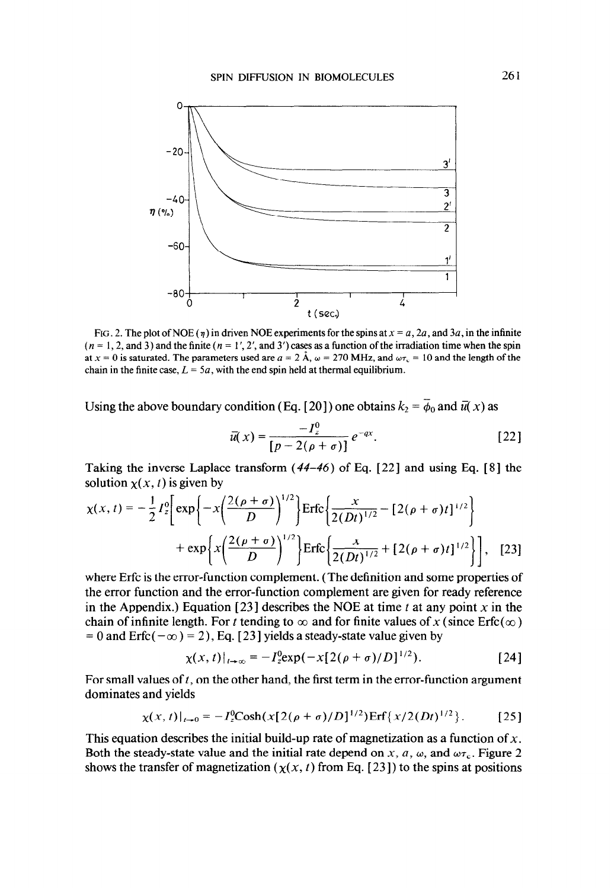FIG. 2. The plot of NOE ($\eta$) in driven NOE experiments for the spins at $x = a$, $2a$, and $3a$, in the infinite ($n = 1, 2$, and 3) and the finite ($n = 1', 2'$, and $3'$) cases as a function of the irradiation time when the spin at $x = 0$ is saturated. The parameters used are $a = 2$ Å, $\omega = 270$ MHz, and $\omega\tau_c = 10$ and the length of the chain in the finite case, $L = 5a$, with the end spin held at thermal equilibrium.

Using the above boundary condition (Eq. [20]) one obtains $k_2 = \bar{\phi}_0$ and $\bar{u}(x)$ as

$$\bar{u}(x) = \frac{-I_z^0}{[p - 2(\rho + \sigma)]} e^{-qx}. \quad [22]$$

Taking the inverse Laplace transform (44–46) of Eq. [22] and using Eq. [8] the solution $\chi(x, t)$ is given by

$$\chi(x, t) = -\frac{1}{2} I_z^0 \left[ \exp\left\{ -x\left(\frac{2(\rho + \sigma)}{D}\right)^{1/2} \right\} \mathrm{Erfc}\left\{ \frac{x}{2(Dt)^{1/2}} - [2(\rho + \sigma)t]^{1/2} \right\} + \exp\left\{ x\left(\frac{2(\rho + \sigma)}{D}\right)^{1/2} \right\} \mathrm{Erfc}\left\{ \frac{x}{2(Dt)^{1/2}} + [2(\rho + \sigma)t]^{1/2} \right\} \right], \quad [23]$$

where Erfc is the error-function complement. (The definition and some properties of the error function and the error-function complement are given for ready reference in the Appendix.) Equation [23] describes the NOE at time $t$ at any point $x$ in the chain of infinite length. For $t$ tending to $\infty$ and for finite values of $x$ (since $\mathrm{Erfc}(\infty) = 0$ and $\mathrm{Erfc}(-\infty) = 2$), Eq. [23] yields a steady-state value given by

$$\chi(x, t)|_{t \to \infty} = -I_z^0 \exp(-x[2(\rho + \sigma)/D]^{1/2}). \quad [24]$$

For small values of $t$, on the other hand, the first term in the error-function argument dominates and yields

$$\chi(x, t)|_{t \to 0} = -I_z^0 \mathrm{Cosh}(x[2(\rho + \sigma)/D]^{1/2}) \mathrm{Erf}\{x/2(Dt)^{1/2}\}. \quad [25]$$

This equation describes the initial build-up rate of magnetization as a function of $x$. Both the steady-state value and the initial rate depend on $x$, $a$, $\omega$, and $\omega\tau_c$. Figure 2 shows the transfer of magnetization ($\chi(x, t)$ from Eq. [23]) to the spins at positions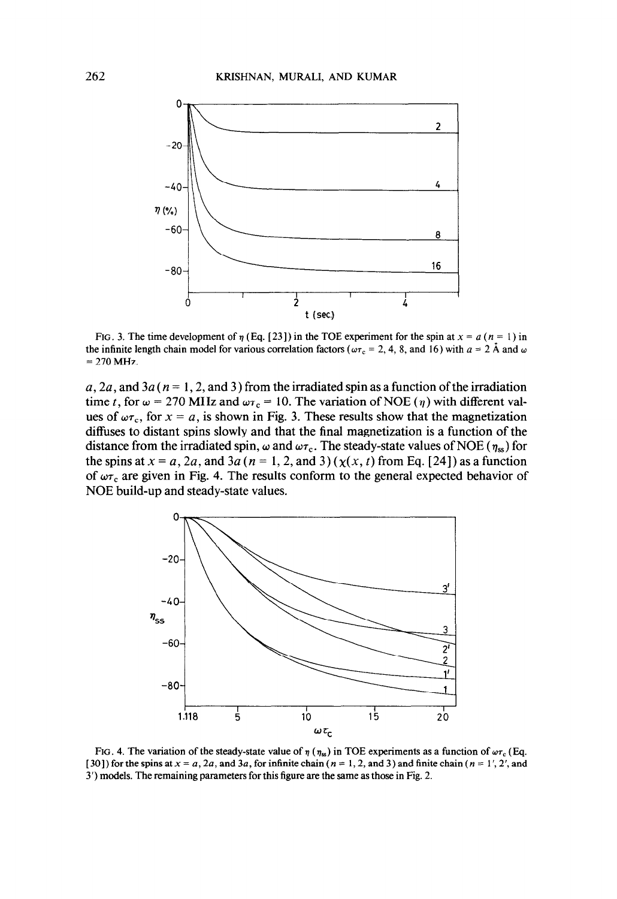FIG. 3. The time development of $\eta$ (Eq. [23]) in the TOE experiment for the spin at $x = a$ ($n = 1$) in the infinite length chain model for various correlation factors ($\omega\tau_c = 2, 4, 8,$ and $16$) with $a = 2$ Å and $\omega = 270$ MHz.

$a$, $2a$, and $3a$ ($n = 1, 2,$ and $3$) from the irradiated spin as a function of the irradiation time $t$, for $\omega = 270$ MHz and $\omega\tau_c = 10$. The variation of NOE ($\eta$) with different values of $\omega\tau_c$, for $x = a$, is shown in Fig. 3. These results show that the magnetization diffuses to distant spins slowly and that the final magnetization is a function of the distance from the irradiated spin, $\omega$ and $\omega\tau_c$. The steady-state values of NOE ($\eta_{ss}$) for the spins at $x = a$, $2a$, and $3a$ ($n = 1, 2,$ and $3$) ($\chi(x, t)$ from Eq. [24]) as a function of $\omega\tau_c$ are given in Fig. 4. The results conform to the general expected behavior of NOE build-up and steady-state values.

FIG. 4. The variation of the steady-state value of $\eta$ ($\eta_{ss}$) in TOE experiments as a function of $\omega\tau_c$ (Eq. [30]) for the spins at $x = a$, $2a$, and $3a$, for infinite chain ($n = 1, 2,$ and $3$) and finite chain ($n = 1', 2',$ and $3'$) models. The remaining parameters for this figure are the same as those in Fig. 2.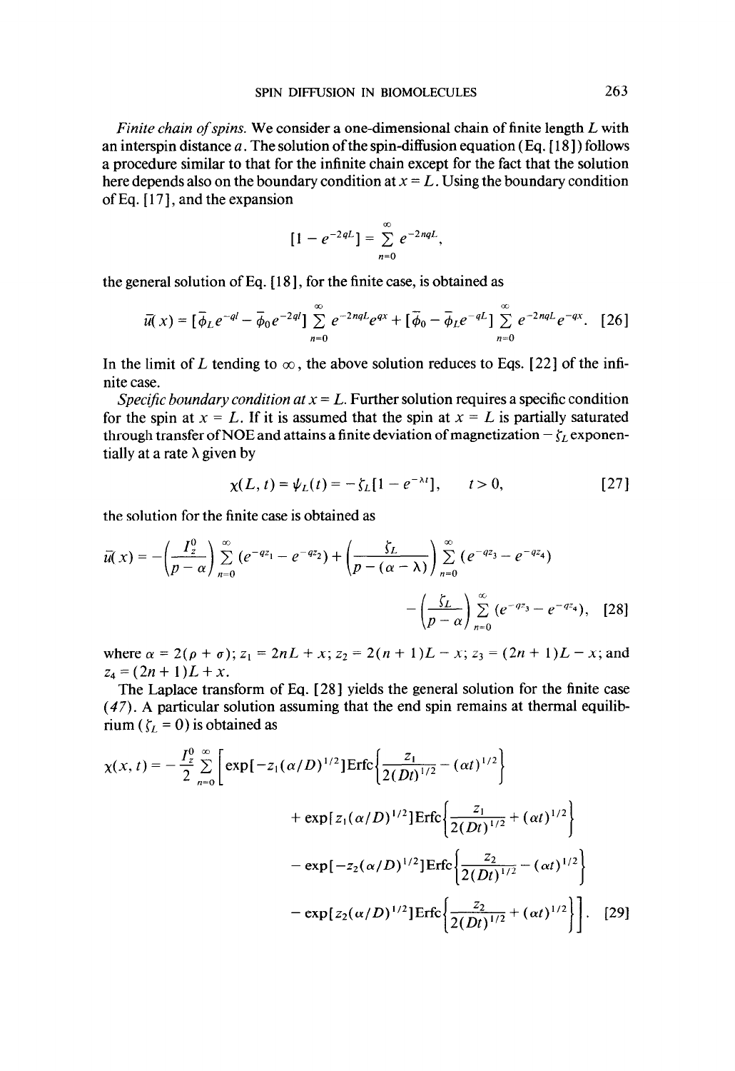*Finite chain of spins.* We consider a one-dimensional chain of finite length $L$ with an interspin distance $a$. The solution of the spin-diffusion equation (Eq. [18]) follows a procedure similar to that for the infinite chain except for the fact that the solution here depends also on the boundary condition at $x = L$. Using the boundary condition of Eq. [17], and the expansion

$$[1 - e^{-2qL}] = \sum_{n=0}^{\infty} e^{-2nqL},$$

the general solution of Eq. [18], for the finite case, is obtained as

$$\bar{u}(x) = [\bar{\phi}_L e^{-ql} - \bar{\phi}_0 e^{-2ql}] \sum_{n=0}^{\infty} e^{-2nqL} e^{qx} + [\bar{\phi}_0 - \bar{\phi}_L e^{-qL}] \sum_{n=0}^{\infty} e^{-2nqL} e^{-qx}. \quad [26]$$

In the limit of $L$ tending to $\infty$, the above solution reduces to Eqs. [22] of the infinite case.

*Specific boundary condition at $x = L$.* Further solution requires a specific condition for the spin at $x = L$. If it is assumed that the spin at $x = L$ is partially saturated through transfer of NOE and attains a finite deviation of magnetization $-\zeta_L$ exponentially at a rate $\lambda$ given by

$$\chi(L, t) = \psi_L(t) = -\zeta_L[1 - e^{-\lambda t}], \qquad t > 0, \quad [27]$$

the solution for the finite case is obtained as

$$\bar{u}(x) = -\left(\frac{I_z^0}{p - \alpha}\right) \sum_{n=0}^{\infty} (e^{-qz_1} - e^{-qz_2}) + \left(\frac{\zeta_L}{p - (\alpha - \lambda)}\right) \sum_{n=0}^{\infty} (e^{-qz_3} - e^{-qz_4})$$

$$- \left(\frac{\zeta_L}{p - \alpha}\right) \sum_{n=0}^{\infty} (e^{-qz_3} - e^{-qz_4}), \quad [28]$$

where $\alpha = 2(\rho + \sigma)$; $z_1 = 2nL + x$; $z_2 = 2(n + 1)L - x$; $z_3 = (2n + 1)L - x$; and $z_4 = (2n + 1)L + x$.

The Laplace transform of Eq. [28] yields the general solution for the finite case (*47*). A particular solution assuming that the end spin remains at thermal equilibrium ($\zeta_L = 0$) is obtained as

$$\chi(x, t) = -\frac{I_z^0}{2} \sum_{n=0}^{\infty} \Bigg[ \exp[-z_1(\alpha/D)^{1/2}]\mathrm{Erfc}\left\{\frac{z_1}{2(Dt)^{1/2}} - (\alpha t)^{1/2}\right\}$$

$$+ \exp[z_1(\alpha/D)^{1/2}]\mathrm{Erfc}\left\{\frac{z_1}{2(Dt)^{1/2}} + (\alpha t)^{1/2}\right\}$$

$$- \exp[-z_2(\alpha/D)^{1/2}]\mathrm{Erfc}\left\{\frac{z_2}{2(Dt)^{1/2}} - (\alpha t)^{1/2}\right\}$$

$$- \exp[z_2(\alpha/D)^{1/2}]\mathrm{Erfc}\left\{\frac{z_2}{2(Dt)^{1/2}} + (\alpha t)^{1/2}\right\}\Bigg]. \quad [29]$$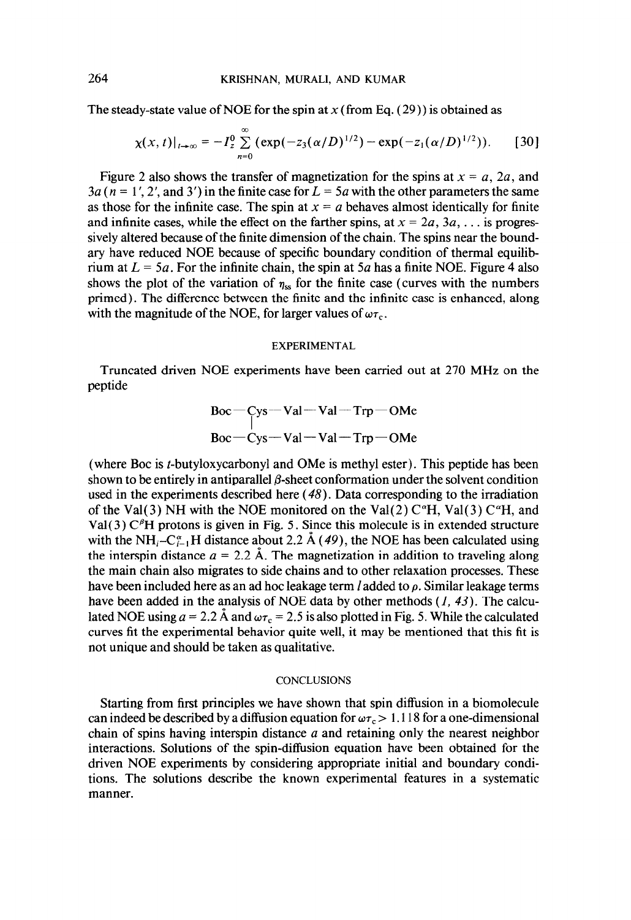The steady-state value of NOE for the spin at $x$ (from Eq. (29)) is obtained as

$$\chi(x, t)|_{t\to\infty} = -I_z^0 \sum_{n=0}^{\infty} (\exp(-z_3(\alpha/D)^{1/2}) - \exp(-z_1(\alpha/D)^{1/2})). \quad [30]$$

Figure 2 also shows the transfer of magnetization for the spins at $x = a$, $2a$, and $3a$ ($n = 1'$, $2'$, and $3'$) in the finite case for $L = 5a$ with the other parameters the same as those for the infinite case. The spin at $x = a$ behaves almost identically for finite and infinite cases, while the effect on the farther spins, at $x = 2a$, $3a$, . . . is progressively altered because of the finite dimension of the chain. The spins near the boundary have reduced NOE because of specific boundary condition of thermal equilibrium at $L = 5a$. For the infinite chain, the spin at $5a$ has a finite NOE. Figure 4 also shows the plot of the variation of $\eta_{ss}$ for the finite case (curves with the numbers primed). The difference between the finite and the infinite case is enhanced, along with the magnitude of the NOE, for larger values of $\omega\tau_c$.

## EXPERIMENTAL

Truncated driven NOE experiments have been carried out at 270 MHz on the peptide

```
Boc—Cys—Val—Val—Trp—OMe
     |
Boc—Cys—Val—Val—Trp—OMe
```

(where Boc is *t*-butyloxycarbonyl and OMe is methyl ester). This peptide has been shown to be entirely in antiparallel $\beta$-sheet conformation under the solvent condition used in the experiments described here (*48*). Data corresponding to the irradiation of the Val(3) NH with the NOE monitored on the Val(2) $C^{\alpha}H$, Val(3) $C^{\alpha}H$, and Val(3) $C^{\beta}H$ protons is given in Fig. 5. Since this molecule is in extended structure with the $NH_i$–$C^{\alpha}_{i-1}H$ distance about 2.2 Å (*49*), the NOE has been calculated using the interspin distance $a = 2.2$ Å. The magnetization in addition to traveling along the main chain also migrates to side chains and to other relaxation processes. These have been included here as an ad hoc leakage term $l$ added to $\rho$. Similar leakage terms have been added in the analysis of NOE data by other methods (*1*, *43*). The calculated NOE using $a = 2.2$ Å and $\omega\tau_c = 2.5$ is also plotted in Fig. 5. While the calculated curves fit the experimental behavior quite well, it may be mentioned that this fit is not unique and should be taken as qualitative.

## CONCLUSIONS

Starting from first principles we have shown that spin diffusion in a biomolecule can indeed be described by a diffusion equation for $\omega\tau_c > 1.118$ for a one-dimensional chain of spins having interspin distance $a$ and retaining only the nearest neighbor interactions. Solutions of the spin-diffusion equation have been obtained for the driven NOE experiments by considering appropriate initial and boundary conditions. The solutions describe the known experimental features in a systematic manner.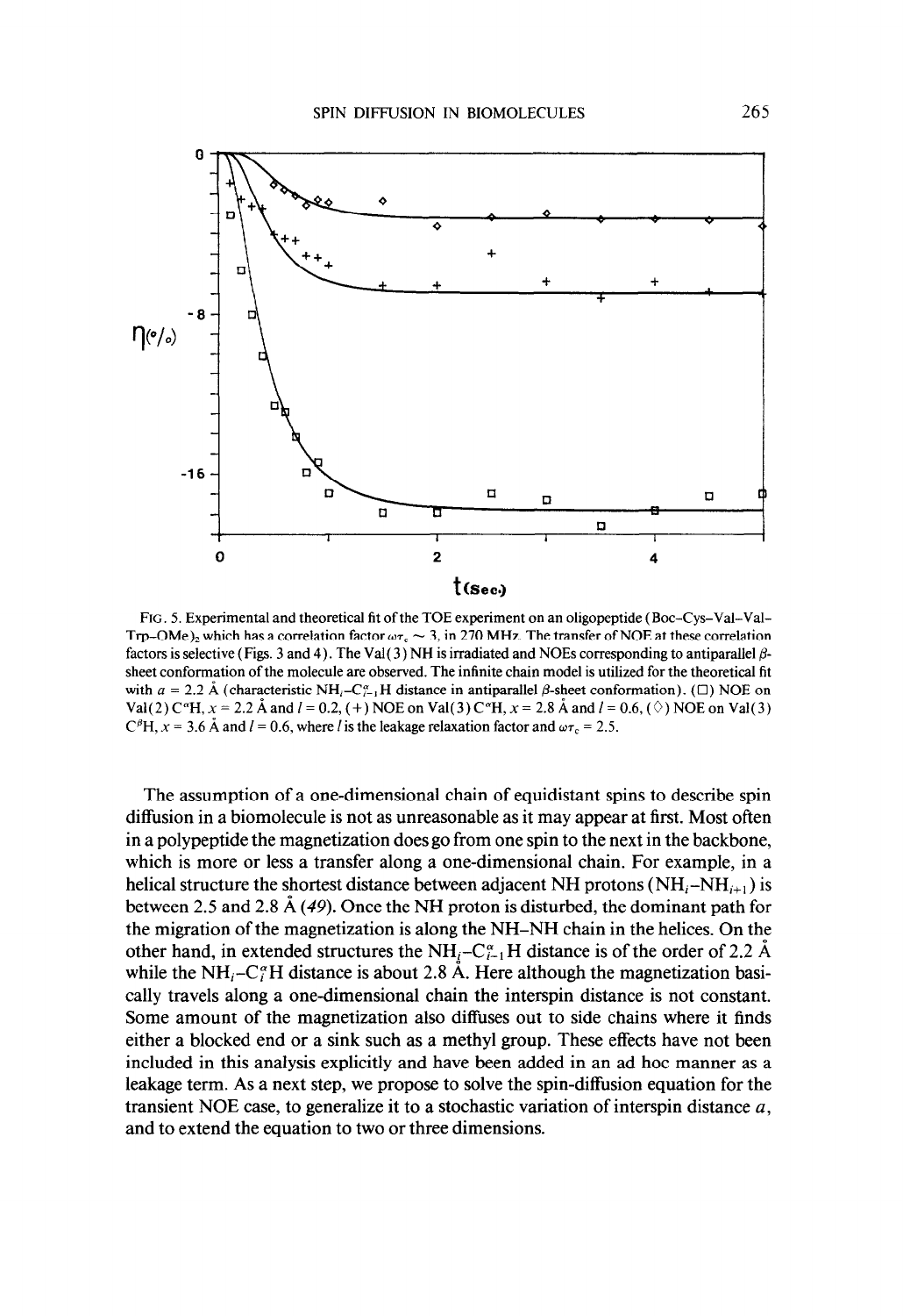FIG. 5. Experimental and theoretical fit of the TOE experiment on an oligopeptide (Boc–Cys–Val–Val–Trp–OMe)$_2$ which has a correlation factor $\omega\tau_c \sim 3$, in 270 MHz. The transfer of NOE at these correlation factors is selective (Figs. 3 and 4). The Val(3) NH is irradiated and NOEs corresponding to antiparallel $\beta$-sheet conformation of the molecule are observed. The infinite chain model is utilized for the theoretical fit with $a = 2.2$ Å (characteristic NH$_i$–C$^\alpha_{i-1}$H distance in antiparallel $\beta$-sheet conformation). (□) NOE on Val(2) C$^\alpha$H, $x = 2.2$ Å and $l = 0.2$, (+) NOE on Val(3) C$^\alpha$H, $x = 2.8$ Å and $l = 0.6$, (◇) NOE on Val(3) C$^\beta$H, $x = 3.6$ Å and $l = 0.6$, where $l$ is the leakage relaxation factor and $\omega\tau_c = 2.5$.

The assumption of a one-dimensional chain of equidistant spins to describe spin diffusion in a biomolecule is not as unreasonable as it may appear at first. Most often in a polypeptide the magnetization does go from one spin to the next in the backbone, which is more or less a transfer along a one-dimensional chain. For example, in a helical structure the shortest distance between adjacent NH protons (NH$_i$–NH$_{i+1}$) is between 2.5 and 2.8 Å (*49*). Once the NH proton is disturbed, the dominant path for the migration of the magnetization is along the NH–NH chain in the helices. On the other hand, in extended structures the NH$_i$–C$^\alpha_{i-1}$H distance is of the order of 2.2 Å while the NH$_i$–C$^\alpha_i$H distance is about 2.8 Å. Here although the magnetization basically travels along a one-dimensional chain the interspin distance is not constant. Some amount of the magnetization also diffuses out to side chains where it finds either a blocked end or a sink such as a methyl group. These effects have not been included in this analysis explicitly and have been added in an ad hoc manner as a leakage term. As a next step, we propose to solve the spin-diffusion equation for the transient NOE case, to generalize it to a stochastic variation of interspin distance $a$, and to extend the equation to two or three dimensions.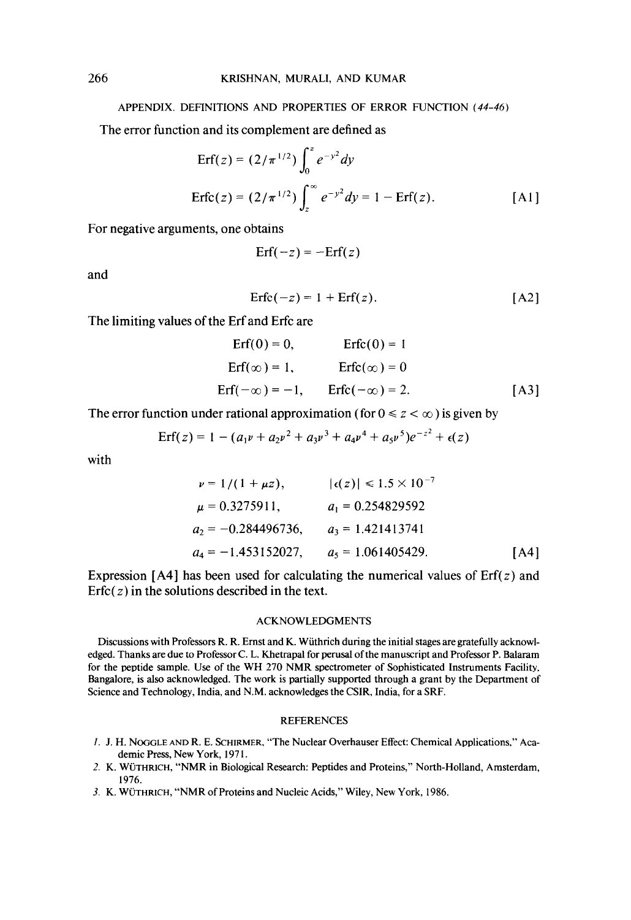## APPENDIX. DEFINITIONS AND PROPERTIES OF ERROR FUNCTION (44-46)

The error function and its complement are defined as

$$\mathrm{Erf}(z) = (2/\pi^{1/2}) \int_0^z e^{-y^2} dy$$

$$\mathrm{Erfc}(z) = (2/\pi^{1/2}) \int_z^\infty e^{-y^2} dy = 1 - \mathrm{Erf}(z). \qquad [\mathrm{A1}]$$

For negative arguments, one obtains

$$\mathrm{Erf}(-z) = -\mathrm{Erf}(z)$$

and

$$\mathrm{Erfc}(-z) = 1 + \mathrm{Erf}(z). \qquad [\mathrm{A2}]$$

The limiting values of the Erf and Erfc are

$$\mathrm{Erf}(0) = 0, \qquad \mathrm{Erfc}(0) = 1$$

$$\mathrm{Erf}(\infty) = 1, \qquad \mathrm{Erfc}(\infty) = 0$$

$$\mathrm{Erf}(-\infty) = -1, \qquad \mathrm{Erfc}(-\infty) = 2. \qquad [\mathrm{A3}]$$

The error function under rational approximation (for $0 \leq z < \infty$) is given by

$$\mathrm{Erf}(z) = 1 - (a_1\nu + a_2\nu^2 + a_3\nu^3 + a_4\nu^4 + a_5\nu^5)e^{-z^2} + \epsilon(z)$$

with

$$\nu = 1/(1 + \mu z), \qquad |\epsilon(z)| \leq 1.5 \times 10^{-7}$$

$$\mu = 0.3275911, \qquad a_1 = 0.254829592$$

$$a_2 = -0.284496736, \qquad a_3 = 1.421413741$$

$$a_4 = -1.453152027, \qquad a_5 = 1.061405429. \qquad [\mathrm{A4}]$$

Expression [A4] has been used for calculating the numerical values of Erf($z$) and Erfc($z$) in the solutions described in the text.

## ACKNOWLEDGMENTS

Discussions with Professors R. R. Ernst and K. Wüthrich during the initial stages are gratefully acknowledged. Thanks are due to Professor C. L. Khetrapal for perusal of the manuscript and Professor P. Balaram for the peptide sample. Use of the WH 270 NMR spectrometer of Sophisticated Instruments Facility, Bangalore, is also acknowledged. The work is partially supported through a grant by the Department of Science and Technology, India, and N.M. acknowledges the CSIR, India, for a SRF.

## REFERENCES

1. J. H. Noggle and R. E. Schirmer, "The Nuclear Overhauser Effect: Chemical Applications," Academic Press, New York, 1971.
2. K. Wüthrich, "NMR in Biological Research: Peptides and Proteins," North-Holland, Amsterdam, 1976.
3. K. Wüthrich, "NMR of Proteins and Nucleic Acids," Wiley, New York, 1986.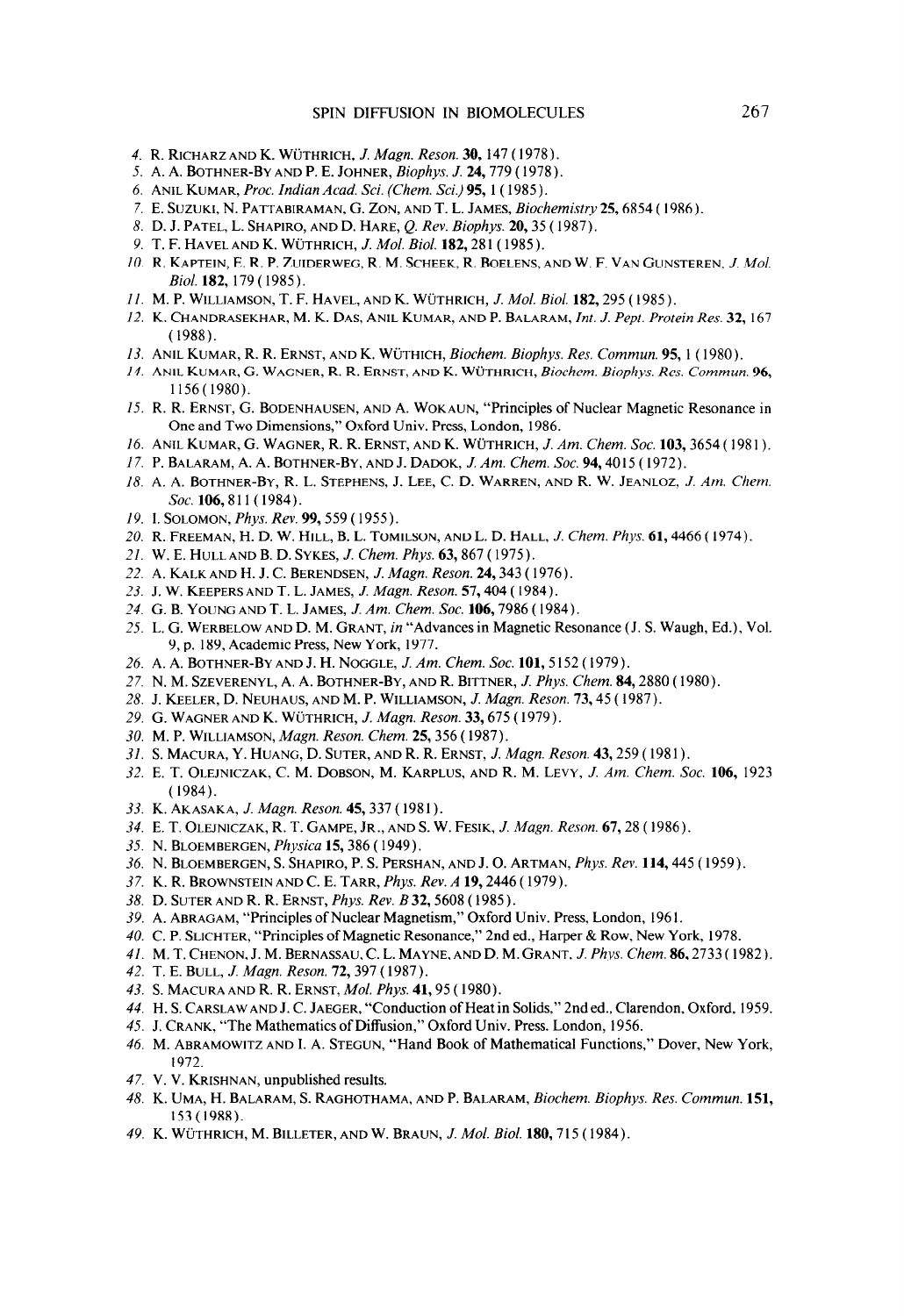4. R. Richarz and K. Wüthrich, *J. Magn. Reson.* **30,** 147 (1978).
5. A. A. Bothner-By and P. E. Johner, *Biophys. J.* **24,** 779 (1978).
6. Anil Kumar, *Proc. Indian Acad. Sci. (Chem. Sci.)* **95,** 1 (1985).
7. E. Suzuki, N. Pattabiraman, G. Zon, and T. L. James, *Biochemistry* **25,** 6854 (1986).
8. D. J. Patel, L. Shapiro, and D. Hare, *Q. Rev. Biophys.* **20,** 35 (1987).
9. T. F. Havel and K. Wüthrich, *J. Mol. Biol.* **182,** 281 (1985).
10. R. Kaptein, E. R. P. Zuiderweg, R. M. Scheek, R. Boelens, and W. F. Van Gunsteren, *J. Mol. Biol.* **182,** 179 (1985).
11. M. P. Williamson, T. F. Havel, and K. Wüthrich, *J. Mol. Biol.* **182,** 295 (1985).
12. K. Chandrasekhar, M. K. Das, Anil Kumar, and P. Balaram, *Int. J. Pept. Protein Res.* **32,** 167 (1988).
13. Anil Kumar, R. R. Ernst, and K. Wüthich, *Biochem. Biophys. Res. Commun.* **95,** 1 (1980).
14. Anil Kumar, G. Wagner, R. R. Ernst, and K. Wüthrich, *Biochem. Biophys. Res. Commun.* **96,** 1156 (1980).
15. R. R. Ernst, G. Bodenhausen, and A. Wokaun, "Principles of Nuclear Magnetic Resonance in One and Two Dimensions," Oxford Univ. Press, London, 1986.
16. Anil Kumar, G. Wagner, R. R. Ernst, and K. Wüthrich, *J. Am. Chem. Soc.* **103,** 3654 (1981).
17. P. Balaram, A. A. Bothner-By, and J. Dadok, *J. Am. Chem. Soc.* **94,** 4015 (1972).
18. A. A. Bothner-By, R. L. Stephens, J. Lee, C. D. Warren, and R. W. Jeanloz, *J. Am. Chem. Soc.* **106,** 811 (1984).
19. I. Solomon, *Phys. Rev.* **99,** 559 (1955).
20. R. Freeman, H. D. W. Hill, B. L. Tomilson, and L. D. Hall, *J. Chem. Phys.* **61,** 4466 (1974).
21. W. E. Hull and B. D. Sykes, *J. Chem. Phys.* **63,** 867 (1975).
22. A. Kalk and H. J. C. Berendsen, *J. Magn. Reson.* **24,** 343 (1976).
23. J. W. Keepers and T. L. James, *J. Magn. Reson.* **57,** 404 (1984).
24. G. B. Young and T. L. James, *J. Am. Chem. Soc.* **106,** 7986 (1984).
25. L. G. Werbelow and D. M. Grant, *in* "Advances in Magnetic Resonance (J. S. Waugh, Ed.), Vol. 9, p. 189, Academic Press, New York, 1977.
26. A. A. Bothner-By and J. H. Noggle, *J. Am. Chem. Soc.* **101,** 5152 (1979).
27. N. M. Szeverenyl, A. A. Bothner-By, and R. Bittner, *J. Phys. Chem.* **84,** 2880 (1980).
28. J. Keeler, D. Neuhaus, and M. P. Williamson, *J. Magn. Reson.* **73,** 45 (1987).
29. G. Wagner and K. Wüthrich, *J. Magn. Reson.* **33,** 675 (1979).
30. M. P. Williamson, *Magn. Reson. Chem.* **25,** 356 (1987).
31. S. Macura, Y. Huang, D. Suter, and R. R. Ernst, *J. Magn. Reson.* **43,** 259 (1981).
32. E. T. Olejniczak, C. M. Dobson, M. Karplus, and R. M. Levy, *J. Am. Chem. Soc.* **106,** 1923 (1984).
33. K. Akasaka, *J. Magn. Reson.* **45,** 337 (1981).
34. E. T. Olejniczak, R. T. Gampe, Jr., and S. W. Fesik, *J. Magn. Reson.* **67,** 28 (1986).
35. N. Bloembergen, *Physica* **15,** 386 (1949).
36. N. Bloembergen, S. Shapiro, P. S. Pershan, and J. O. Artman, *Phys. Rev.* **114,** 445 (1959).
37. K. R. Brownstein and C. E. Tarr, *Phys. Rev. A* **19,** 2446 (1979).
38. D. Suter and R. R. Ernst, *Phys. Rev. B* **32,** 5608 (1985).
39. A. Abragam, "Principles of Nuclear Magnetism," Oxford Univ. Press, London, 1961.
40. C. P. Slichter, "Principles of Magnetic Resonance," 2nd ed., Harper & Row, New York, 1978.
41. M. T. Chenon, J. M. Bernassau, C. L. Mayne, and D. M. Grant, *J. Phys. Chem.* **86,** 2733 (1982).
42. T. E. Bull, *J. Magn. Reson.* **72,** 397 (1987).
43. S. Macura and R. R. Ernst, *Mol. Phys.* **41,** 95 (1980).
44. H. S. Carslaw and J. C. Jaeger, "Conduction of Heat in Solids," 2nd ed., Clarendon, Oxford, 1959.
45. J. Crank, "The Mathematics of Diffusion," Oxford Univ. Press. London, 1956.
46. M. Abramowitz and I. A. Stegun, "Hand Book of Mathematical Functions," Dover, New York, 1972.
47. V. V. Krishnan, unpublished results.
48. K. Uma, H. Balaram, S. Raghothama, and P. Balaram, *Biochem. Biophys. Res. Commun.* **151,** 153 (1988).
49. K. Wüthrich, M. Billeter, and W. Braun, *J. Mol. Biol.* **180,** 715 (1984).